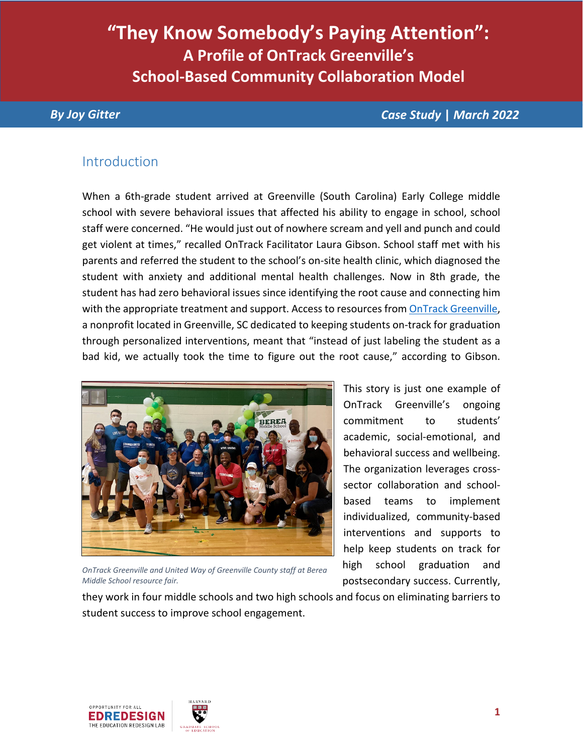# "They Know Somebody's Paying Attention": A Profile of OnTrack Greenville's School-Based Community Collaboration Model

***By Joy Gitter*** | ***Case Study | March 2022***

## Introduction

When a 6th-grade student arrived at Greenville (South Carolina) Early College middle school with severe behavioral issues that affected his ability to engage in school, school staff were concerned. "He would just out of nowhere scream and yell and punch and could get violent at times," recalled OnTrack Facilitator Laura Gibson. School staff met with his parents and referred the student to the school's on-site health clinic, which diagnosed the student with anxiety and additional mental health challenges. Now in 8th grade, the student has had zero behavioral issues since identifying the root cause and connecting him with the appropriate treatment and support. Access to resources from OnTrack Greenville, a nonprofit located in Greenville, SC dedicated to keeping students on-track for graduation through personalized interventions, meant that "instead of just labeling the student as a bad kid, we actually took the time to figure out the root cause," according to Gibson.

*OnTrack Greenville and United Way of Greenville County staff at Berea Middle School resource fair.*

This story is just one example of OnTrack Greenville's ongoing commitment to students' academic, social-emotional, and behavioral success and wellbeing. The organization leverages cross-sector collaboration and school-based teams to implement individualized, community-based interventions and supports to help keep students on track for high school graduation and postsecondary success. Currently, they work in four middle schools and two high schools and focus on eliminating barriers to student success to improve school engagement.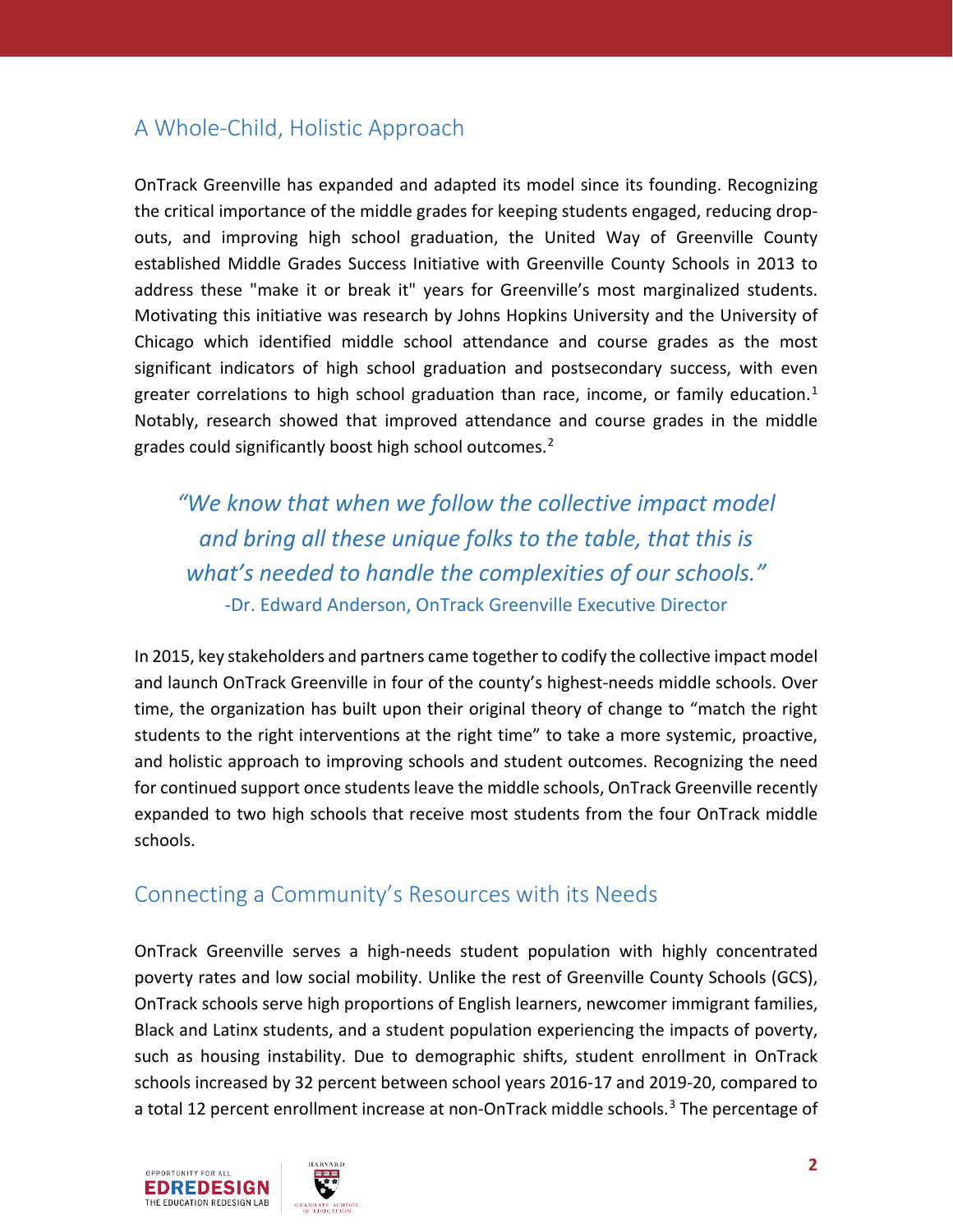## A Whole-Child, Holistic Approach

OnTrack Greenville has expanded and adapted its model since its founding. Recognizing the critical importance of the middle grades for keeping students engaged, reducing drop-outs, and improving high school graduation, the United Way of Greenville County established Middle Grades Success Initiative with Greenville County Schools in 2013 to address these "make it or break it" years for Greenville's most marginalized students. Motivating this initiative was research by Johns Hopkins University and the University of Chicago which identified middle school attendance and course grades as the most significant indicators of high school graduation and postsecondary success, with even greater correlations to high school graduation than race, income, or family education.[1] Notably, research showed that improved attendance and course grades in the middle grades could significantly boost high school outcomes.[2]

> *"We know that when we follow the collective impact model and bring all these unique folks to the table, that this is what's needed to handle the complexities of our schools."*
> -Dr. Edward Anderson, OnTrack Greenville Executive Director

In 2015, key stakeholders and partners came together to codify the collective impact model and launch OnTrack Greenville in four of the county's highest-needs middle schools. Over time, the organization has built upon their original theory of change to "match the right students to the right interventions at the right time" to take a more systemic, proactive, and holistic approach to improving schools and student outcomes. Recognizing the need for continued support once students leave the middle schools, OnTrack Greenville recently expanded to two high schools that receive most students from the four OnTrack middle schools.

## Connecting a Community's Resources with its Needs

OnTrack Greenville serves a high-needs student population with highly concentrated poverty rates and low social mobility. Unlike the rest of Greenville County Schools (GCS), OnTrack schools serve high proportions of English learners, newcomer immigrant families, Black and Latinx students, and a student population experiencing the impacts of poverty, such as housing instability. Due to demographic shifts, student enrollment in OnTrack schools increased by 32 percent between school years 2016-17 and 2019-20, compared to a total 12 percent enrollment increase at non-OnTrack middle schools.[3] The percentage of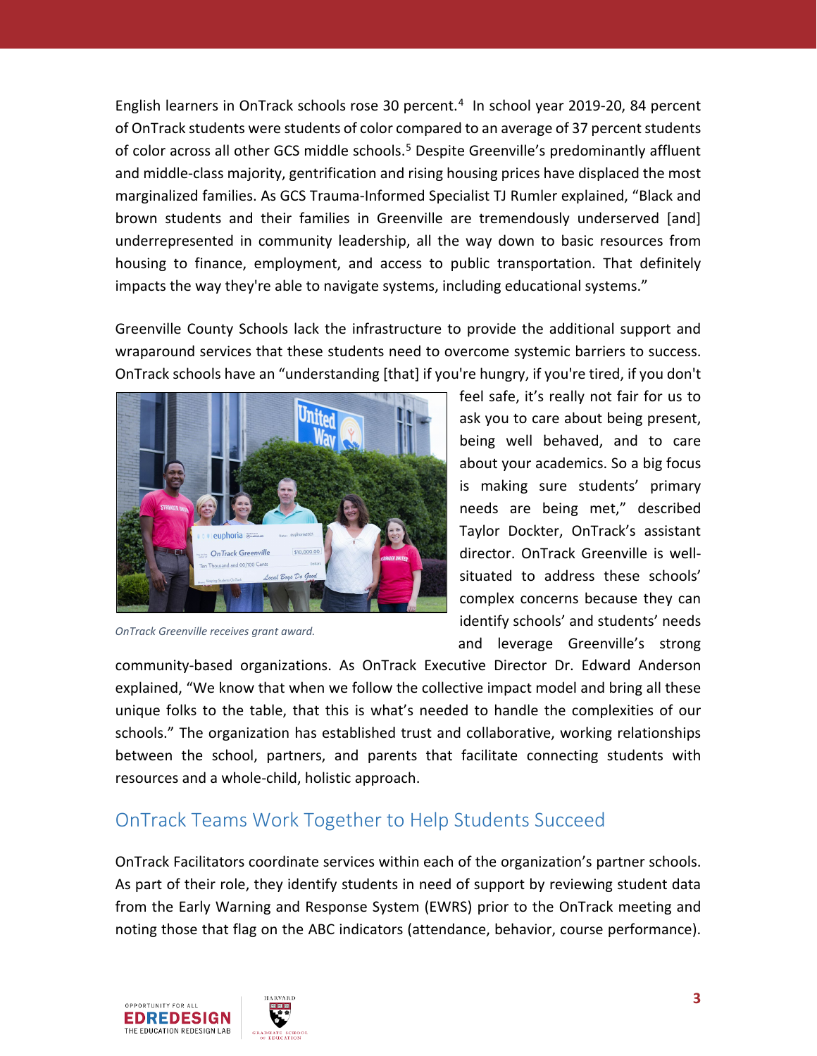English learners in OnTrack schools rose 30 percent.[4] In school year 2019-20, 84 percent of OnTrack students were students of color compared to an average of 37 percent students of color across all other GCS middle schools.[5] Despite Greenville's predominantly affluent and middle-class majority, gentrification and rising housing prices have displaced the most marginalized families. As GCS Trauma-Informed Specialist TJ Rumler explained, "Black and brown students and their families in Greenville are tremendously underserved [and] underrepresented in community leadership, all the way down to basic resources from housing to finance, employment, and access to public transportation. That definitely impacts the way they're able to navigate systems, including educational systems."

Greenville County Schools lack the infrastructure to provide the additional support and wraparound services that these students need to overcome systemic barriers to success. OnTrack schools have an "understanding [that] if you're hungry, if you're tired, if you don't feel safe, it's really not fair for us to ask you to care about being present, being well behaved, and to care about your academics. So a big focus is making sure students' primary needs are being met," described Taylor Dockter, OnTrack's assistant director. OnTrack Greenville is well-situated to address these schools' complex concerns because they can identify schools' and students' needs and leverage Greenville's strong community-based organizations. As OnTrack Executive Director Dr. Edward Anderson explained, "We know that when we follow the collective impact model and bring all these unique folks to the table, that this is what's needed to handle the complexities of our schools." The organization has established trust and collaborative, working relationships between the school, partners, and parents that facilitate connecting students with resources and a whole-child, holistic approach.

*OnTrack Greenville receives grant award.*

## OnTrack Teams Work Together to Help Students Succeed

OnTrack Facilitators coordinate services within each of the organization's partner schools. As part of their role, they identify students in need of support by reviewing student data from the Early Warning and Response System (EWRS) prior to the OnTrack meeting and noting those that flag on the ABC indicators (attendance, behavior, course performance).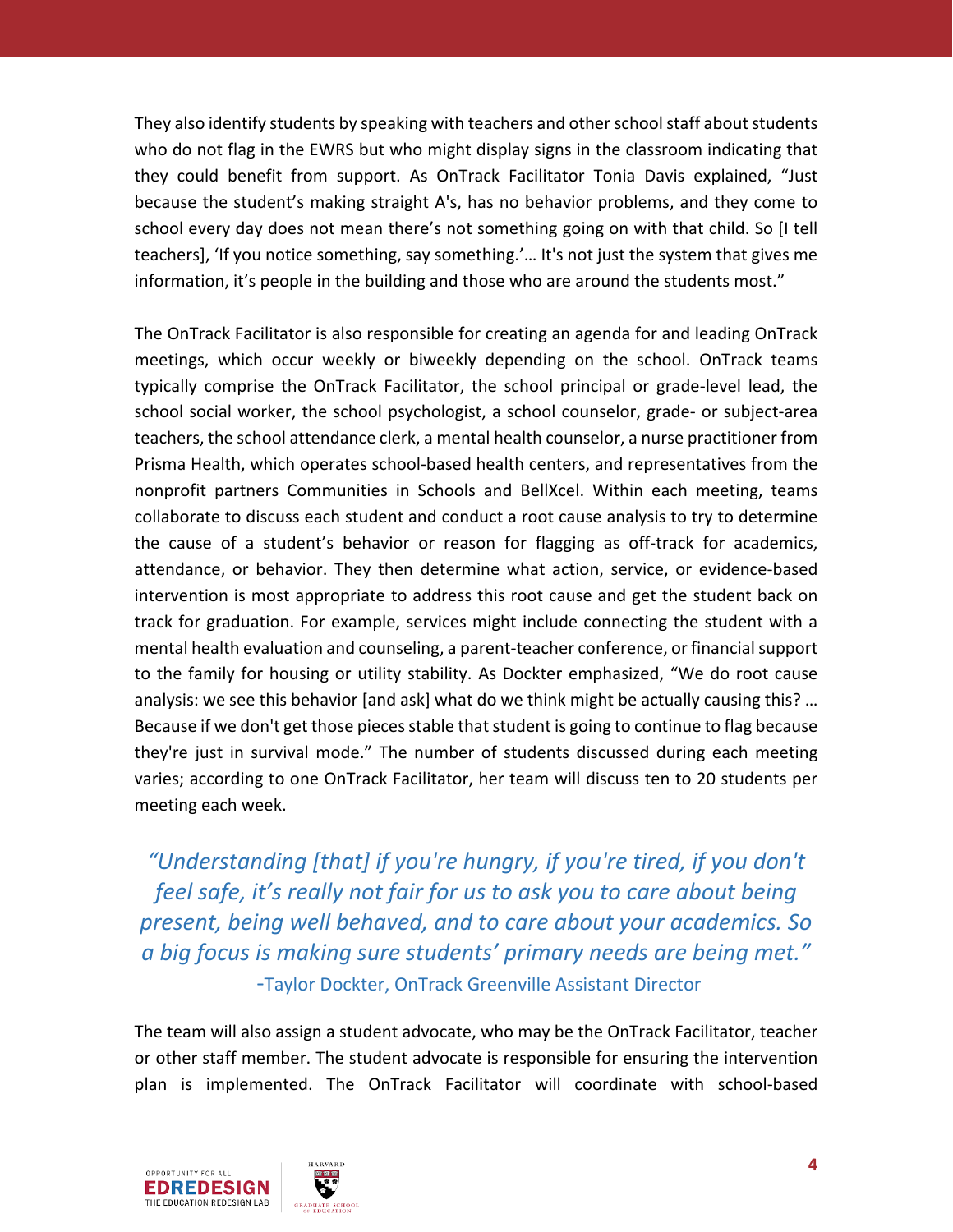They also identify students by speaking with teachers and other school staff about students who do not flag in the EWRS but who might display signs in the classroom indicating that they could benefit from support. As OnTrack Facilitator Tonia Davis explained, "Just because the student's making straight A's, has no behavior problems, and they come to school every day does not mean there's not something going on with that child. So [I tell teachers], 'If you notice something, say something.'… It's not just the system that gives me information, it's people in the building and those who are around the students most."

The OnTrack Facilitator is also responsible for creating an agenda for and leading OnTrack meetings, which occur weekly or biweekly depending on the school. OnTrack teams typically comprise the OnTrack Facilitator, the school principal or grade-level lead, the school social worker, the school psychologist, a school counselor, grade- or subject-area teachers, the school attendance clerk, a mental health counselor, a nurse practitioner from Prisma Health, which operates school-based health centers, and representatives from the nonprofit partners Communities in Schools and BellXcel. Within each meeting, teams collaborate to discuss each student and conduct a root cause analysis to try to determine the cause of a student's behavior or reason for flagging as off-track for academics, attendance, or behavior. They then determine what action, service, or evidence-based intervention is most appropriate to address this root cause and get the student back on track for graduation. For example, services might include connecting the student with a mental health evaluation and counseling, a parent-teacher conference, or financial support to the family for housing or utility stability. As Dockter emphasized, "We do root cause analysis: we see this behavior [and ask] what do we think might be actually causing this? … Because if we don't get those pieces stable that student is going to continue to flag because they're just in survival mode." The number of students discussed during each meeting varies; according to one OnTrack Facilitator, her team will discuss ten to 20 students per meeting each week.

> *"Understanding [that] if you're hungry, if you're tired, if you don't feel safe, it's really not fair for us to ask you to care about being present, being well behaved, and to care about your academics. So a big focus is making sure students' primary needs are being met."*
>
> -Taylor Dockter, OnTrack Greenville Assistant Director

The team will also assign a student advocate, who may be the OnTrack Facilitator, teacher or other staff member. The student advocate is responsible for ensuring the intervention plan is implemented. The OnTrack Facilitator will coordinate with school-based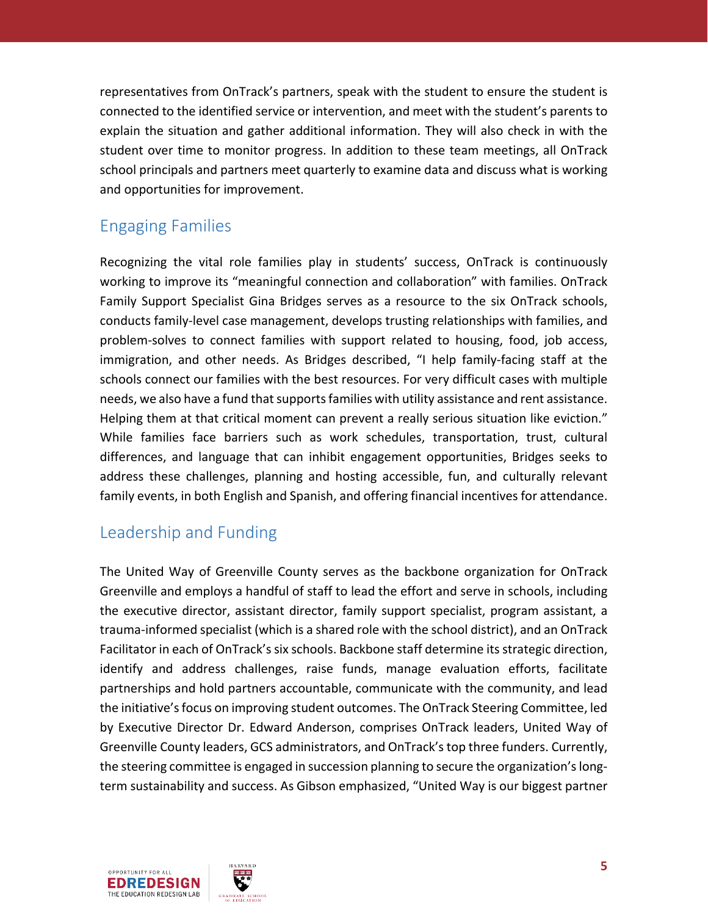representatives from OnTrack's partners, speak with the student to ensure the student is connected to the identified service or intervention, and meet with the student's parents to explain the situation and gather additional information. They will also check in with the student over time to monitor progress. In addition to these team meetings, all OnTrack school principals and partners meet quarterly to examine data and discuss what is working and opportunities for improvement.

## Engaging Families

Recognizing the vital role families play in students' success, OnTrack is continuously working to improve its "meaningful connection and collaboration" with families. OnTrack Family Support Specialist Gina Bridges serves as a resource to the six OnTrack schools, conducts family-level case management, develops trusting relationships with families, and problem-solves to connect families with support related to housing, food, job access, immigration, and other needs. As Bridges described, "I help family-facing staff at the schools connect our families with the best resources. For very difficult cases with multiple needs, we also have a fund that supports families with utility assistance and rent assistance. Helping them at that critical moment can prevent a really serious situation like eviction." While families face barriers such as work schedules, transportation, trust, cultural differences, and language that can inhibit engagement opportunities, Bridges seeks to address these challenges, planning and hosting accessible, fun, and culturally relevant family events, in both English and Spanish, and offering financial incentives for attendance.

## Leadership and Funding

The United Way of Greenville County serves as the backbone organization for OnTrack Greenville and employs a handful of staff to lead the effort and serve in schools, including the executive director, assistant director, family support specialist, program assistant, a trauma-informed specialist (which is a shared role with the school district), and an OnTrack Facilitator in each of OnTrack's six schools. Backbone staff determine its strategic direction, identify and address challenges, raise funds, manage evaluation efforts, facilitate partnerships and hold partners accountable, communicate with the community, and lead the initiative's focus on improving student outcomes. The OnTrack Steering Committee, led by Executive Director Dr. Edward Anderson, comprises OnTrack leaders, United Way of Greenville County leaders, GCS administrators, and OnTrack's top three funders. Currently, the steering committee is engaged in succession planning to secure the organization's long-term sustainability and success. As Gibson emphasized, "United Way is our biggest partner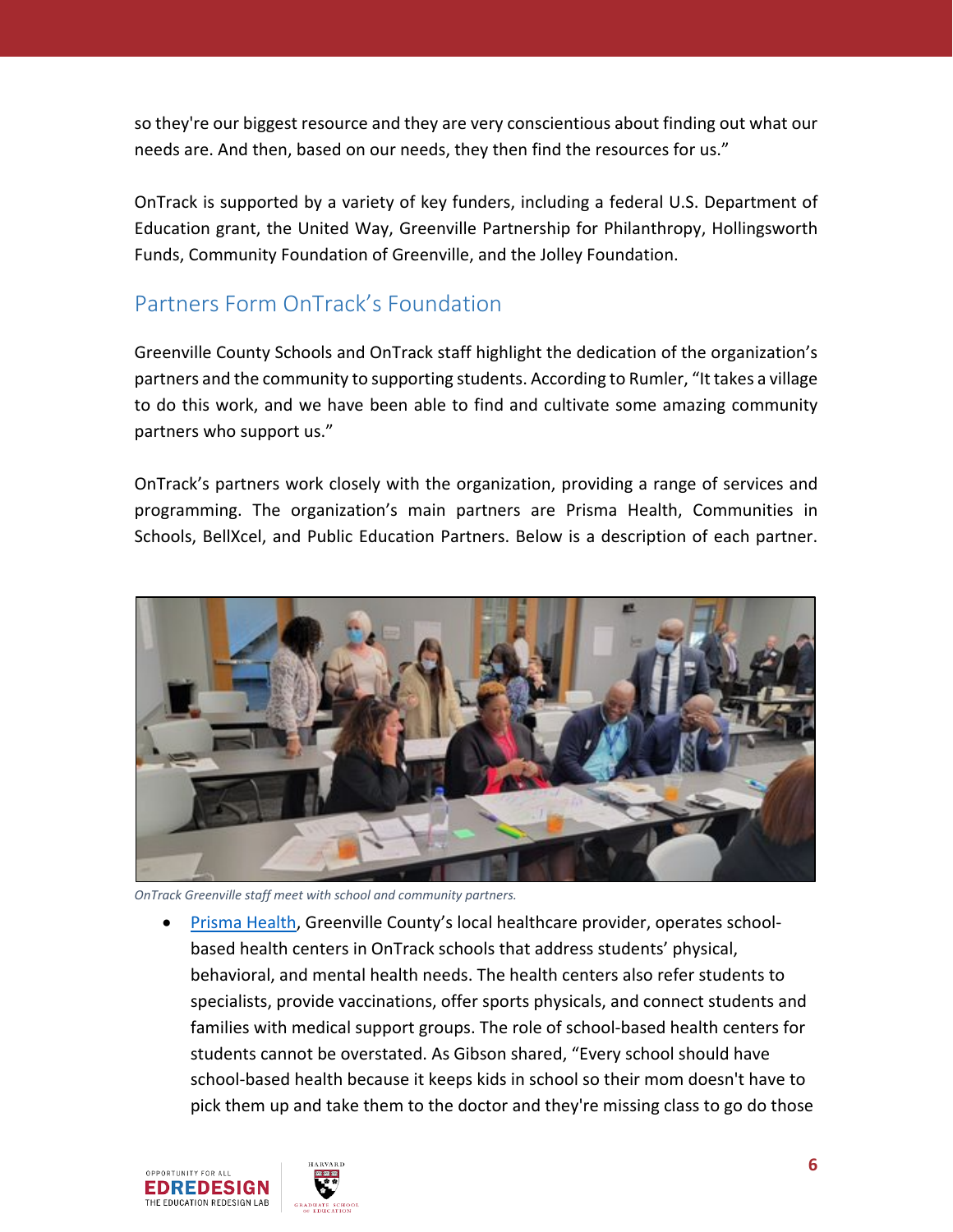so they're our biggest resource and they are very conscientious about finding out what our needs are. And then, based on our needs, they then find the resources for us."

OnTrack is supported by a variety of key funders, including a federal U.S. Department of Education grant, the United Way, Greenville Partnership for Philanthropy, Hollingsworth Funds, Community Foundation of Greenville, and the Jolley Foundation.

## Partners Form OnTrack's Foundation

Greenville County Schools and OnTrack staff highlight the dedication of the organization's partners and the community to supporting students. According to Rumler, "It takes a village to do this work, and we have been able to find and cultivate some amazing community partners who support us."

OnTrack's partners work closely with the organization, providing a range of services and programming. The organization's main partners are Prisma Health, Communities in Schools, BellXcel, and Public Education Partners. Below is a description of each partner.

*OnTrack Greenville staff meet with school and community partners.*

- Prisma Health, Greenville County's local healthcare provider, operates school-based health centers in OnTrack schools that address students' physical, behavioral, and mental health needs. The health centers also refer students to specialists, provide vaccinations, offer sports physicals, and connect students and families with medical support groups. The role of school-based health centers for students cannot be overstated. As Gibson shared, "Every school should have school-based health because it keeps kids in school so their mom doesn't have to pick them up and take them to the doctor and they're missing class to go do those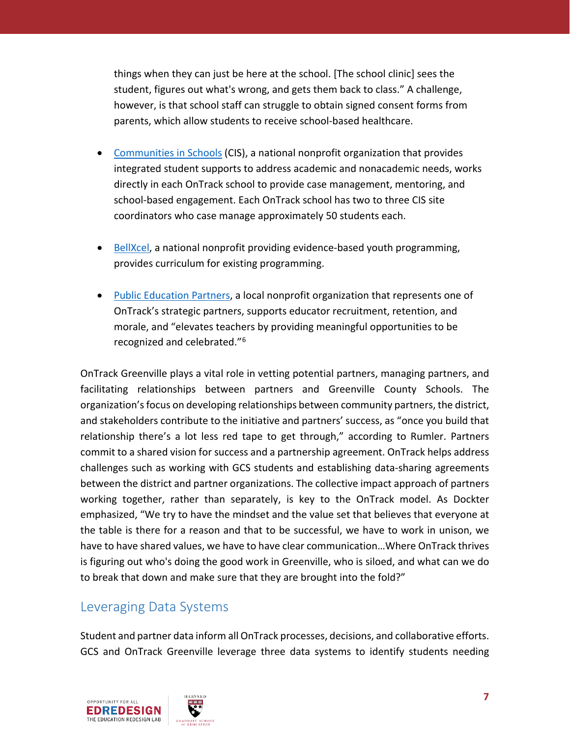things when they can just be here at the school. [The school clinic] sees the student, figures out what's wrong, and gets them back to class." A challenge, however, is that school staff can struggle to obtain signed consent forms from parents, which allow students to receive school-based healthcare.

- Communities in Schools (CIS), a national nonprofit organization that provides integrated student supports to address academic and nonacademic needs, works directly in each OnTrack school to provide case management, mentoring, and school-based engagement. Each OnTrack school has two to three CIS site coordinators who case manage approximately 50 students each.

- BellXcel, a national nonprofit providing evidence-based youth programming, provides curriculum for existing programming.

- Public Education Partners, a local nonprofit organization that represents one of OnTrack's strategic partners, supports educator recruitment, retention, and morale, and "elevates teachers by providing meaningful opportunities to be recognized and celebrated."[6]

OnTrack Greenville plays a vital role in vetting potential partners, managing partners, and facilitating relationships between partners and Greenville County Schools. The organization's focus on developing relationships between community partners, the district, and stakeholders contribute to the initiative and partners' success, as "once you build that relationship there's a lot less red tape to get through," according to Rumler. Partners commit to a shared vision for success and a partnership agreement. OnTrack helps address challenges such as working with GCS students and establishing data-sharing agreements between the district and partner organizations. The collective impact approach of partners working together, rather than separately, is key to the OnTrack model. As Dockter emphasized, "We try to have the mindset and the value set that believes that everyone at the table is there for a reason and that to be successful, we have to work in unison, we have to have shared values, we have to have clear communication…Where OnTrack thrives is figuring out who's doing the good work in Greenville, who is siloed, and what can we do to break that down and make sure that they are brought into the fold?"

## Leveraging Data Systems

Student and partner data inform all OnTrack processes, decisions, and collaborative efforts. GCS and OnTrack Greenville leverage three data systems to identify students needing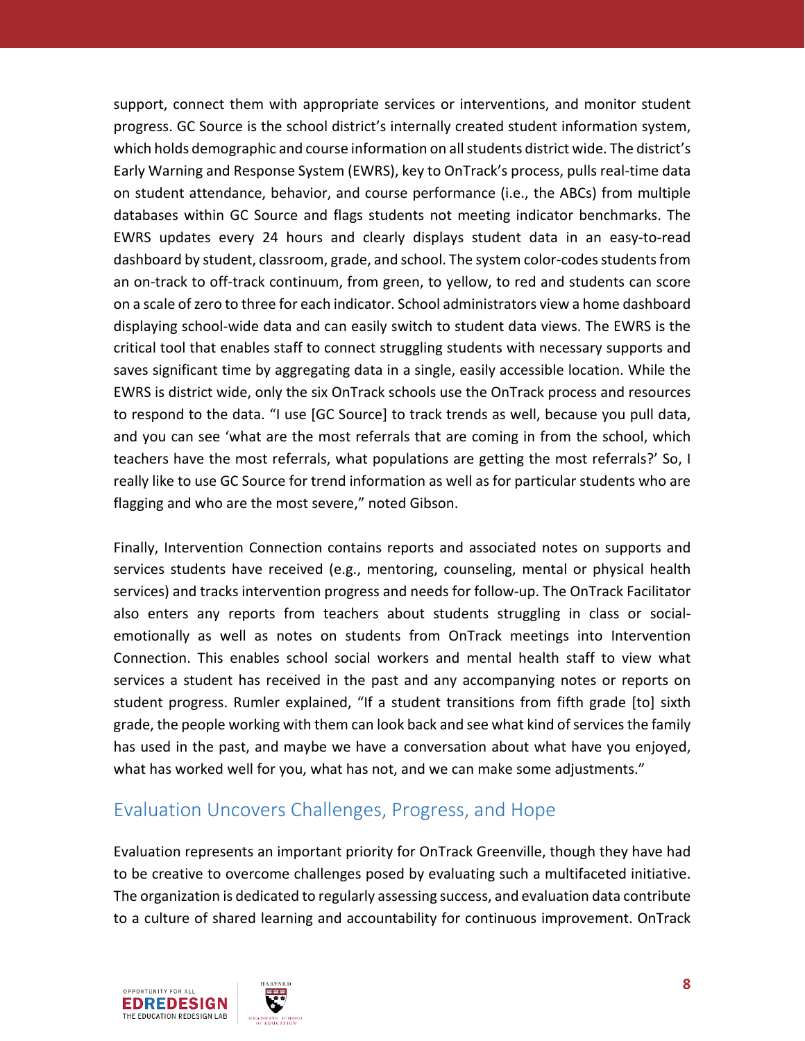support, connect them with appropriate services or interventions, and monitor student progress. GC Source is the school district's internally created student information system, which holds demographic and course information on all students district wide. The district's Early Warning and Response System (EWRS), key to OnTrack's process, pulls real-time data on student attendance, behavior, and course performance (i.e., the ABCs) from multiple databases within GC Source and flags students not meeting indicator benchmarks. The EWRS updates every 24 hours and clearly displays student data in an easy-to-read dashboard by student, classroom, grade, and school. The system color-codes students from an on-track to off-track continuum, from green, to yellow, to red and students can score on a scale of zero to three for each indicator. School administrators view a home dashboard displaying school-wide data and can easily switch to student data views. The EWRS is the critical tool that enables staff to connect struggling students with necessary supports and saves significant time by aggregating data in a single, easily accessible location. While the EWRS is district wide, only the six OnTrack schools use the OnTrack process and resources to respond to the data. "I use [GC Source] to track trends as well, because you pull data, and you can see 'what are the most referrals that are coming in from the school, which teachers have the most referrals, what populations are getting the most referrals?' So, I really like to use GC Source for trend information as well as for particular students who are flagging and who are the most severe," noted Gibson.

Finally, Intervention Connection contains reports and associated notes on supports and services students have received (e.g., mentoring, counseling, mental or physical health services) and tracks intervention progress and needs for follow-up. The OnTrack Facilitator also enters any reports from teachers about students struggling in class or social-emotionally as well as notes on students from OnTrack meetings into Intervention Connection. This enables school social workers and mental health staff to view what services a student has received in the past and any accompanying notes or reports on student progress. Rumler explained, "If a student transitions from fifth grade [to] sixth grade, the people working with them can look back and see what kind of services the family has used in the past, and maybe we have a conversation about what have you enjoyed, what has worked well for you, what has not, and we can make some adjustments."

## Evaluation Uncovers Challenges, Progress, and Hope

Evaluation represents an important priority for OnTrack Greenville, though they have had to be creative to overcome challenges posed by evaluating such a multifaceted initiative. The organization is dedicated to regularly assessing success, and evaluation data contribute to a culture of shared learning and accountability for continuous improvement. OnTrack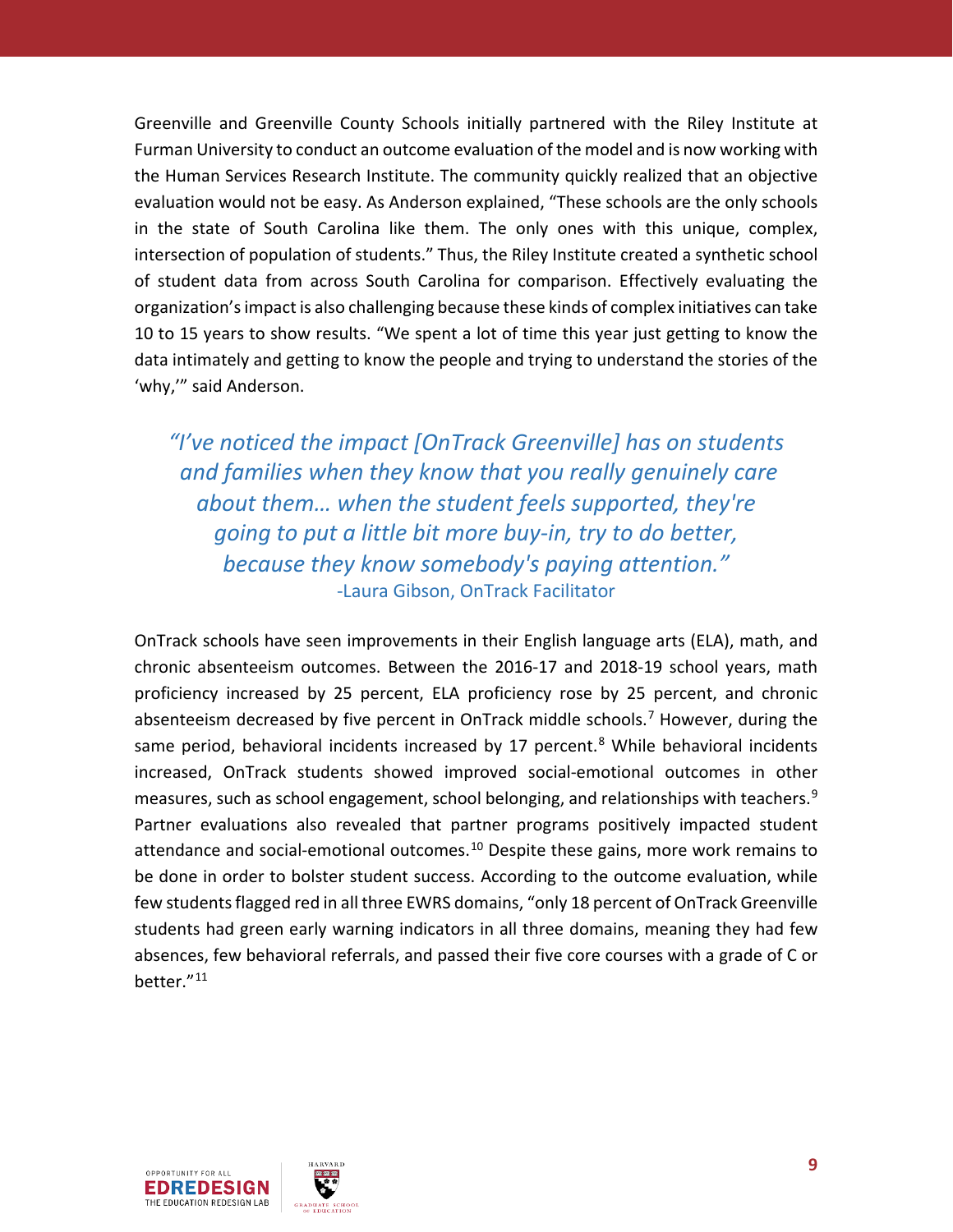Greenville and Greenville County Schools initially partnered with the Riley Institute at Furman University to conduct an outcome evaluation of the model and is now working with the Human Services Research Institute. The community quickly realized that an objective evaluation would not be easy. As Anderson explained, "These schools are the only schools in the state of South Carolina like them. The only ones with this unique, complex, intersection of population of students." Thus, the Riley Institute created a synthetic school of student data from across South Carolina for comparison. Effectively evaluating the organization's impact is also challenging because these kinds of complex initiatives can take 10 to 15 years to show results. "We spent a lot of time this year just getting to know the data intimately and getting to know the people and trying to understand the stories of the 'why,'" said Anderson.

> *"I've noticed the impact [OnTrack Greenville] has on students and families when they know that you really genuinely care about them… when the student feels supported, they're going to put a little bit more buy-in, try to do better, because they know somebody's paying attention."*
> -Laura Gibson, OnTrack Facilitator

OnTrack schools have seen improvements in their English language arts (ELA), math, and chronic absenteeism outcomes. Between the 2016-17 and 2018-19 school years, math proficiency increased by 25 percent, ELA proficiency rose by 25 percent, and chronic absenteeism decreased by five percent in OnTrack middle schools.[7] However, during the same period, behavioral incidents increased by 17 percent.[8] While behavioral incidents increased, OnTrack students showed improved social-emotional outcomes in other measures, such as school engagement, school belonging, and relationships with teachers.[9] Partner evaluations also revealed that partner programs positively impacted student attendance and social-emotional outcomes.[10] Despite these gains, more work remains to be done in order to bolster student success. According to the outcome evaluation, while few students flagged red in all three EWRS domains, "only 18 percent of OnTrack Greenville students had green early warning indicators in all three domains, meaning they had few absences, few behavioral referrals, and passed their five core courses with a grade of C or better."[11]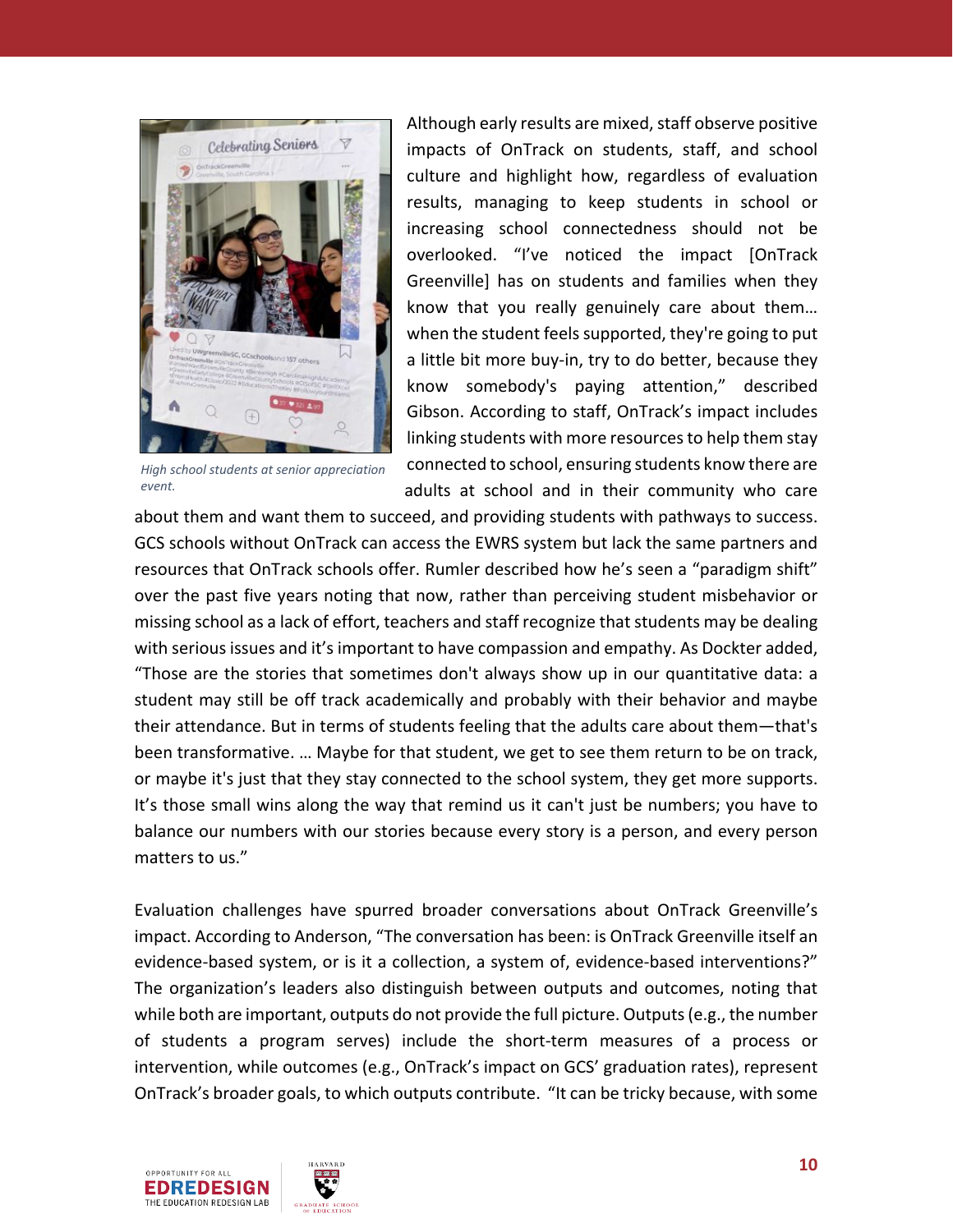High school students at senior appreciation event.

Although early results are mixed, staff observe positive impacts of OnTrack on students, staff, and school culture and highlight how, regardless of evaluation results, managing to keep students in school or increasing school connectedness should not be overlooked. "I've noticed the impact [OnTrack Greenville] has on students and families when they know that you really genuinely care about them… when the student feels supported, they're going to put a little bit more buy-in, try to do better, because they know somebody's paying attention," described Gibson. According to staff, OnTrack's impact includes linking students with more resources to help them stay connected to school, ensuring students know there are adults at school and in their community who care about them and want them to succeed, and providing students with pathways to success. GCS schools without OnTrack can access the EWRS system but lack the same partners and resources that OnTrack schools offer. Rumler described how he's seen a "paradigm shift" over the past five years noting that now, rather than perceiving student misbehavior or missing school as a lack of effort, teachers and staff recognize that students may be dealing with serious issues and it's important to have compassion and empathy. As Dockter added, "Those are the stories that sometimes don't always show up in our quantitative data: a student may still be off track academically and probably with their behavior and maybe their attendance. But in terms of students feeling that the adults care about them—that's been transformative. … Maybe for that student, we get to see them return to be on track, or maybe it's just that they stay connected to the school system, they get more supports. It's those small wins along the way that remind us it can't just be numbers; you have to balance our numbers with our stories because every story is a person, and every person matters to us."

Evaluation challenges have spurred broader conversations about OnTrack Greenville's impact. According to Anderson, "The conversation has been: is OnTrack Greenville itself an evidence-based system, or is it a collection, a system of, evidence-based interventions?" The organization's leaders also distinguish between outputs and outcomes, noting that while both are important, outputs do not provide the full picture. Outputs (e.g., the number of students a program serves) include the short-term measures of a process or intervention, while outcomes (e.g., OnTrack's impact on GCS' graduation rates), represent OnTrack's broader goals, to which outputs contribute. "It can be tricky because, with some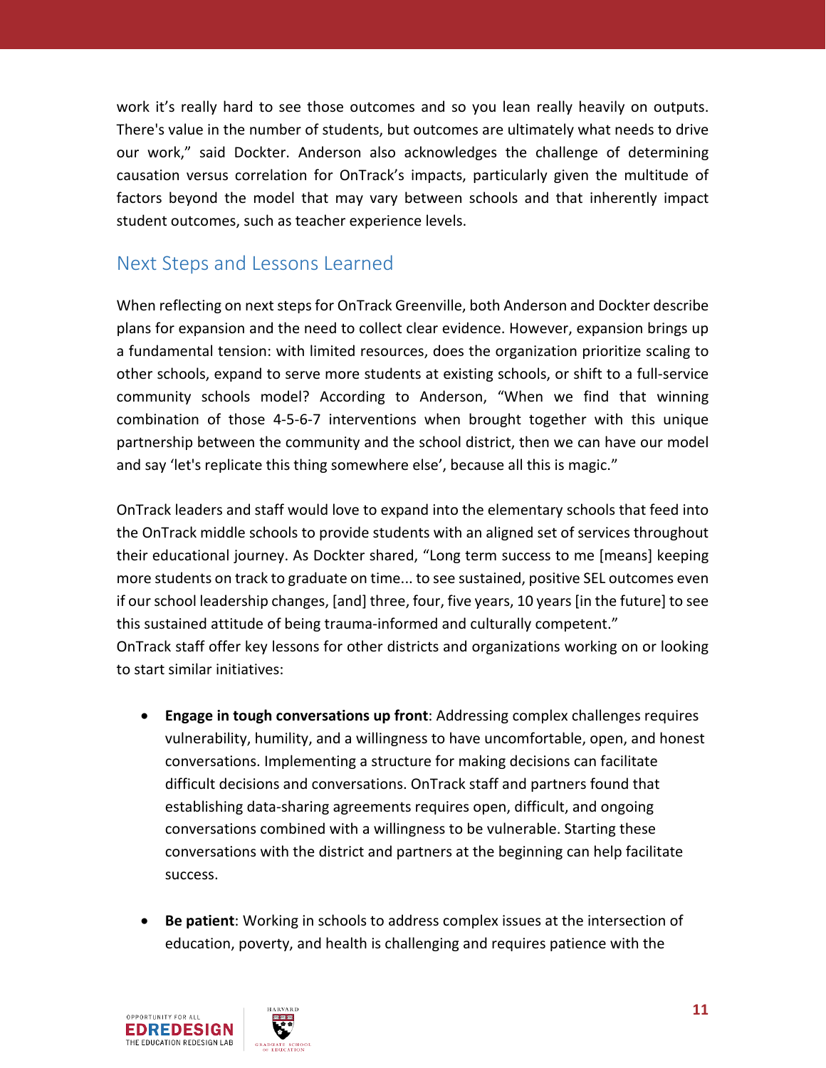work it's really hard to see those outcomes and so you lean really heavily on outputs. There's value in the number of students, but outcomes are ultimately what needs to drive our work," said Dockter. Anderson also acknowledges the challenge of determining causation versus correlation for OnTrack's impacts, particularly given the multitude of factors beyond the model that may vary between schools and that inherently impact student outcomes, such as teacher experience levels.

## Next Steps and Lessons Learned

When reflecting on next steps for OnTrack Greenville, both Anderson and Dockter describe plans for expansion and the need to collect clear evidence. However, expansion brings up a fundamental tension: with limited resources, does the organization prioritize scaling to other schools, expand to serve more students at existing schools, or shift to a full-service community schools model? According to Anderson, "When we find that winning combination of those 4-5-6-7 interventions when brought together with this unique partnership between the community and the school district, then we can have our model and say 'let's replicate this thing somewhere else', because all this is magic."

OnTrack leaders and staff would love to expand into the elementary schools that feed into the OnTrack middle schools to provide students with an aligned set of services throughout their educational journey. As Dockter shared, "Long term success to me [means] keeping more students on track to graduate on time... to see sustained, positive SEL outcomes even if our school leadership changes, [and] three, four, five years, 10 years [in the future] to see this sustained attitude of being trauma-informed and culturally competent."

OnTrack staff offer key lessons for other districts and organizations working on or looking to start similar initiatives:

- **Engage in tough conversations up front**: Addressing complex challenges requires vulnerability, humility, and a willingness to have uncomfortable, open, and honest conversations. Implementing a structure for making decisions can facilitate difficult decisions and conversations. OnTrack staff and partners found that establishing data-sharing agreements requires open, difficult, and ongoing conversations combined with a willingness to be vulnerable. Starting these conversations with the district and partners at the beginning can help facilitate success.

- **Be patient**: Working in schools to address complex issues at the intersection of education, poverty, and health is challenging and requires patience with the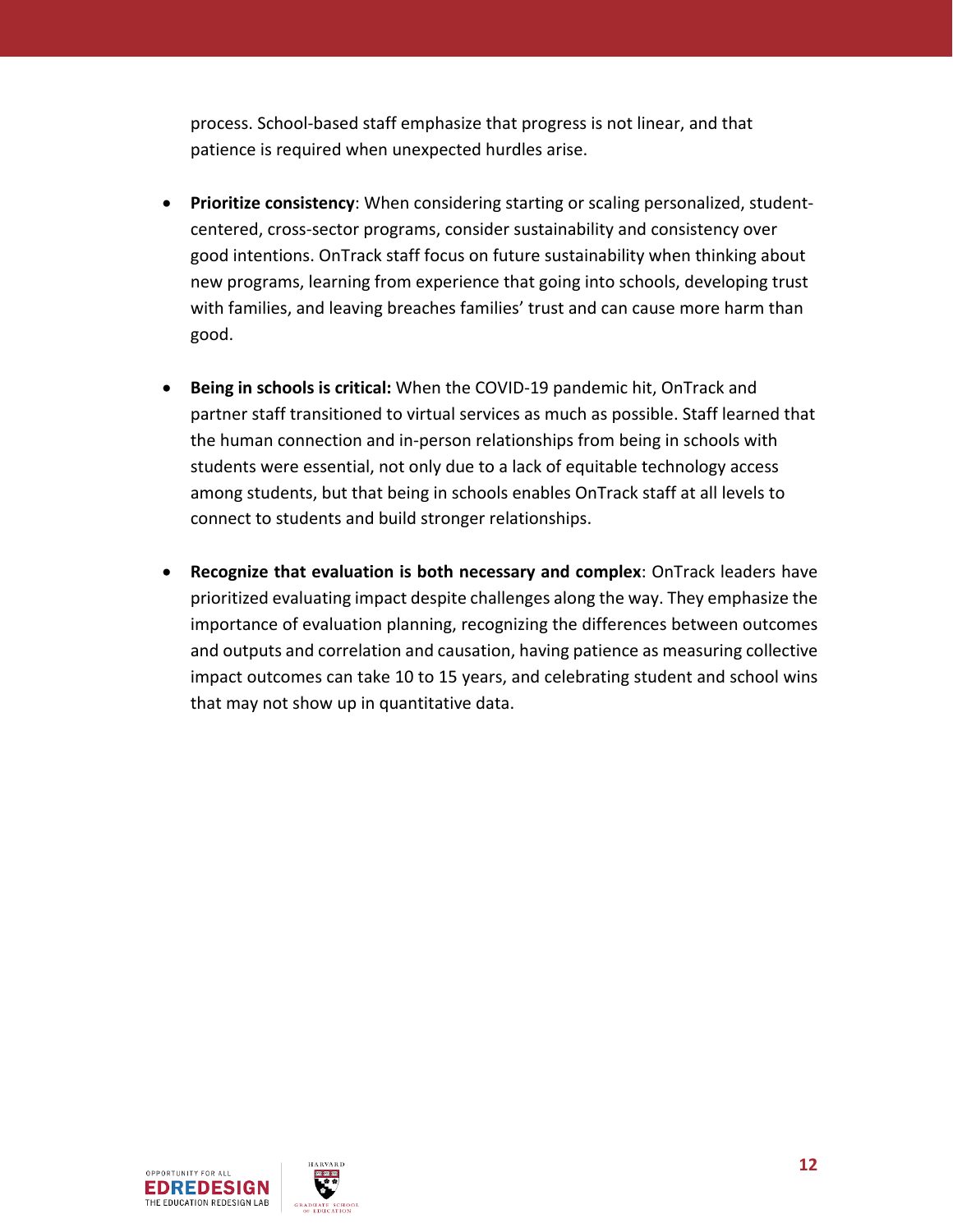process. School-based staff emphasize that progress is not linear, and that patience is required when unexpected hurdles arise.

- **Prioritize consistency**: When considering starting or scaling personalized, student-centered, cross-sector programs, consider sustainability and consistency over good intentions. OnTrack staff focus on future sustainability when thinking about new programs, learning from experience that going into schools, developing trust with families, and leaving breaches families' trust and can cause more harm than good.

- **Being in schools is critical:** When the COVID-19 pandemic hit, OnTrack and partner staff transitioned to virtual services as much as possible. Staff learned that the human connection and in-person relationships from being in schools with students were essential, not only due to a lack of equitable technology access among students, but that being in schools enables OnTrack staff at all levels to connect to students and build stronger relationships.

- **Recognize that evaluation is both necessary and complex**: OnTrack leaders have prioritized evaluating impact despite challenges along the way. They emphasize the importance of evaluation planning, recognizing the differences between outcomes and outputs and correlation and causation, having patience as measuring collective impact outcomes can take 10 to 15 years, and celebrating student and school wins that may not show up in quantitative data.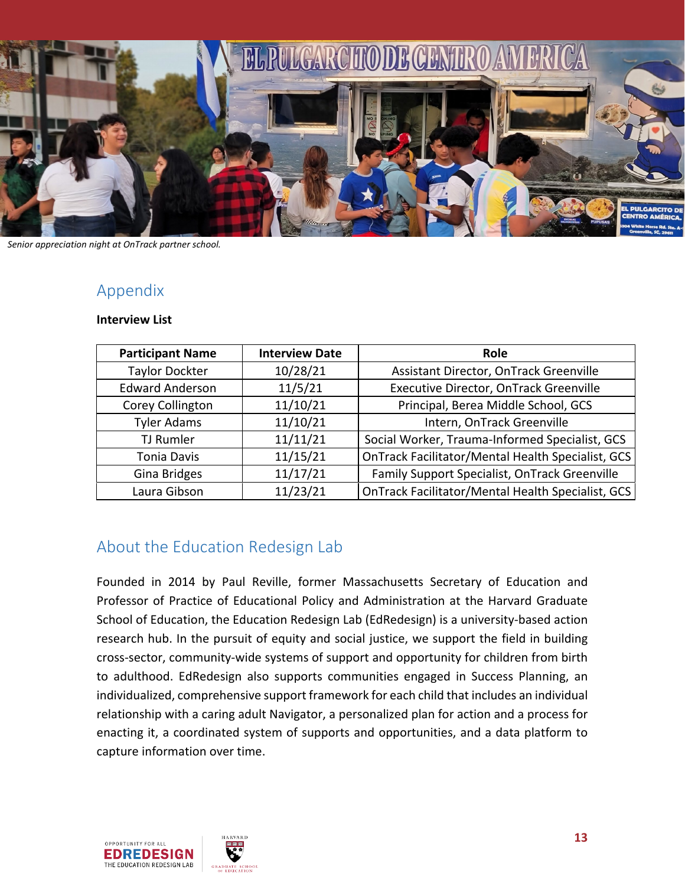*Senior appreciation night at OnTrack partner school.*

## Appendix

**Interview List**

| Participant Name | Interview Date | Role |
|---|---|---|
| Taylor Dockter | 10/28/21 | Assistant Director, OnTrack Greenville |
| Edward Anderson | 11/5/21 | Executive Director, OnTrack Greenville |
| Corey Collington | 11/10/21 | Principal, Berea Middle School, GCS |
| Tyler Adams | 11/10/21 | Intern, OnTrack Greenville |
| TJ Rumler | 11/11/21 | Social Worker, Trauma-Informed Specialist, GCS |
| Tonia Davis | 11/15/21 | OnTrack Facilitator/Mental Health Specialist, GCS |
| Gina Bridges | 11/17/21 | Family Support Specialist, OnTrack Greenville |
| Laura Gibson | 11/23/21 | OnTrack Facilitator/Mental Health Specialist, GCS |

## About the Education Redesign Lab

Founded in 2014 by Paul Reville, former Massachusetts Secretary of Education and Professor of Practice of Educational Policy and Administration at the Harvard Graduate School of Education, the Education Redesign Lab (EdRedesign) is a university-based action research hub. In the pursuit of equity and social justice, we support the field in building cross-sector, community-wide systems of support and opportunity for children from birth to adulthood. EdRedesign also supports communities engaged in Success Planning, an individualized, comprehensive support framework for each child that includes an individual relationship with a caring adult Navigator, a personalized plan for action and a process for enacting it, a coordinated system of supports and opportunities, and a data platform to capture information over time.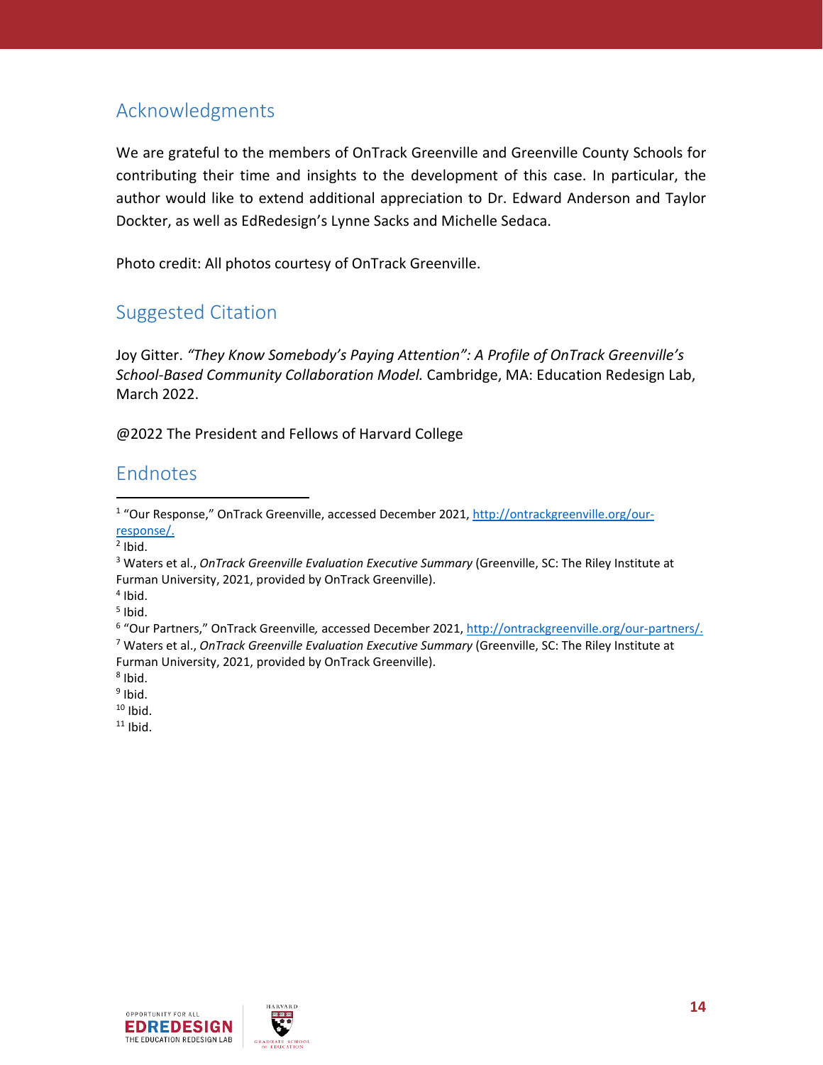## Acknowledgments

We are grateful to the members of OnTrack Greenville and Greenville County Schools for contributing their time and insights to the development of this case. In particular, the author would like to extend additional appreciation to Dr. Edward Anderson and Taylor Dockter, as well as EdRedesign's Lynne Sacks and Michelle Sedaca.

Photo credit: All photos courtesy of OnTrack Greenville.

## Suggested Citation

Joy Gitter. *"They Know Somebody's Paying Attention": A Profile of OnTrack Greenville's School-Based Community Collaboration Model.* Cambridge, MA: Education Redesign Lab, March 2022.

@2022 The President and Fellows of Harvard College

## Endnotes

[1] "Our Response," OnTrack Greenville, accessed December 2021, http://ontrackgreenville.org/our-response/.
[2] Ibid.
[3] Waters et al., *OnTrack Greenville Evaluation Executive Summary* (Greenville, SC: The Riley Institute at Furman University, 2021, provided by OnTrack Greenville).
[4] Ibid.
[5] Ibid.
[6] "Our Partners," OnTrack Greenville, accessed December 2021, http://ontrackgreenville.org/our-partners/.
[7] Waters et al., *OnTrack Greenville Evaluation Executive Summary* (Greenville, SC: The Riley Institute at Furman University, 2021, provided by OnTrack Greenville).
[8] Ibid.
[9] Ibid.
[10] Ibid.
[11] Ibid.